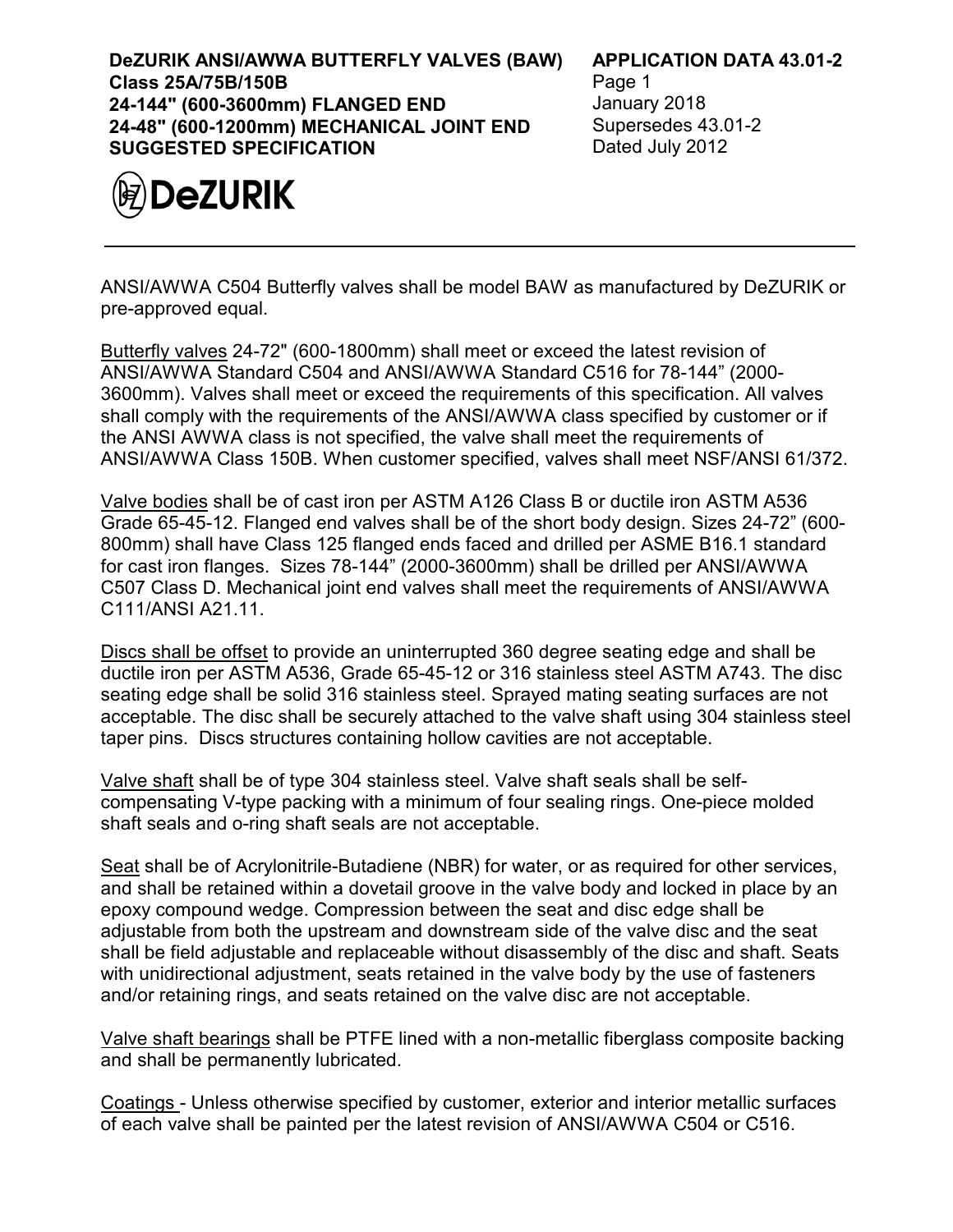**DeZURIK ANSI/AWWA BUTTERFLY VALVES (BAW)**
**Class 25A/75B/150B**
**24-144" (600-3600mm) FLANGED END**
**24-48" (600-1200mm) MECHANICAL JOINT END**
**SUGGESTED SPECIFICATION**

**APPLICATION DATA 43.01-2**
Page 1
January 2018
Supersedes 43.01-2
Dated July 2012

DeZURIK

---

ANSI/AWWA C504 Butterfly valves shall be model BAW as manufactured by DeZURIK or pre-approved equal.

Butterfly valves 24-72" (600-1800mm) shall meet or exceed the latest revision of ANSI/AWWA Standard C504 and ANSI/AWWA Standard C516 for 78-144" (2000-3600mm). Valves shall meet or exceed the requirements of this specification. All valves shall comply with the requirements of the ANSI/AWWA class specified by customer or if the ANSI AWWA class is not specified, the valve shall meet the requirements of ANSI/AWWA Class 150B. When customer specified, valves shall meet NSF/ANSI 61/372.

Valve bodies shall be of cast iron per ASTM A126 Class B or ductile iron ASTM A536 Grade 65-45-12. Flanged end valves shall be of the short body design. Sizes 24-72" (600-800mm) shall have Class 125 flanged ends faced and drilled per ASME B16.1 standard for cast iron flanges. Sizes 78-144" (2000-3600mm) shall be drilled per ANSI/AWWA C507 Class D. Mechanical joint end valves shall meet the requirements of ANSI/AWWA C111/ANSI A21.11.

Discs shall be offset to provide an uninterrupted 360 degree seating edge and shall be ductile iron per ASTM A536, Grade 65-45-12 or 316 stainless steel ASTM A743. The disc seating edge shall be solid 316 stainless steel. Sprayed mating seating surfaces are not acceptable. The disc shall be securely attached to the valve shaft using 304 stainless steel taper pins. Discs structures containing hollow cavities are not acceptable.

Valve shaft shall be of type 304 stainless steel. Valve shaft seals shall be self-compensating V-type packing with a minimum of four sealing rings. One-piece molded shaft seals and o-ring shaft seals are not acceptable.

Seat shall be of Acrylonitrile-Butadiene (NBR) for water, or as required for other services, and shall be retained within a dovetail groove in the valve body and locked in place by an epoxy compound wedge. Compression between the seat and disc edge shall be adjustable from both the upstream and downstream side of the valve disc and the seat shall be field adjustable and replaceable without disassembly of the disc and shaft. Seats with unidirectional adjustment, seats retained in the valve body by the use of fasteners and/or retaining rings, and seats retained on the valve disc are not acceptable.

Valve shaft bearings shall be PTFE lined with a non-metallic fiberglass composite backing and shall be permanently lubricated.

Coatings - Unless otherwise specified by customer, exterior and interior metallic surfaces of each valve shall be painted per the latest revision of ANSI/AWWA C504 or C516.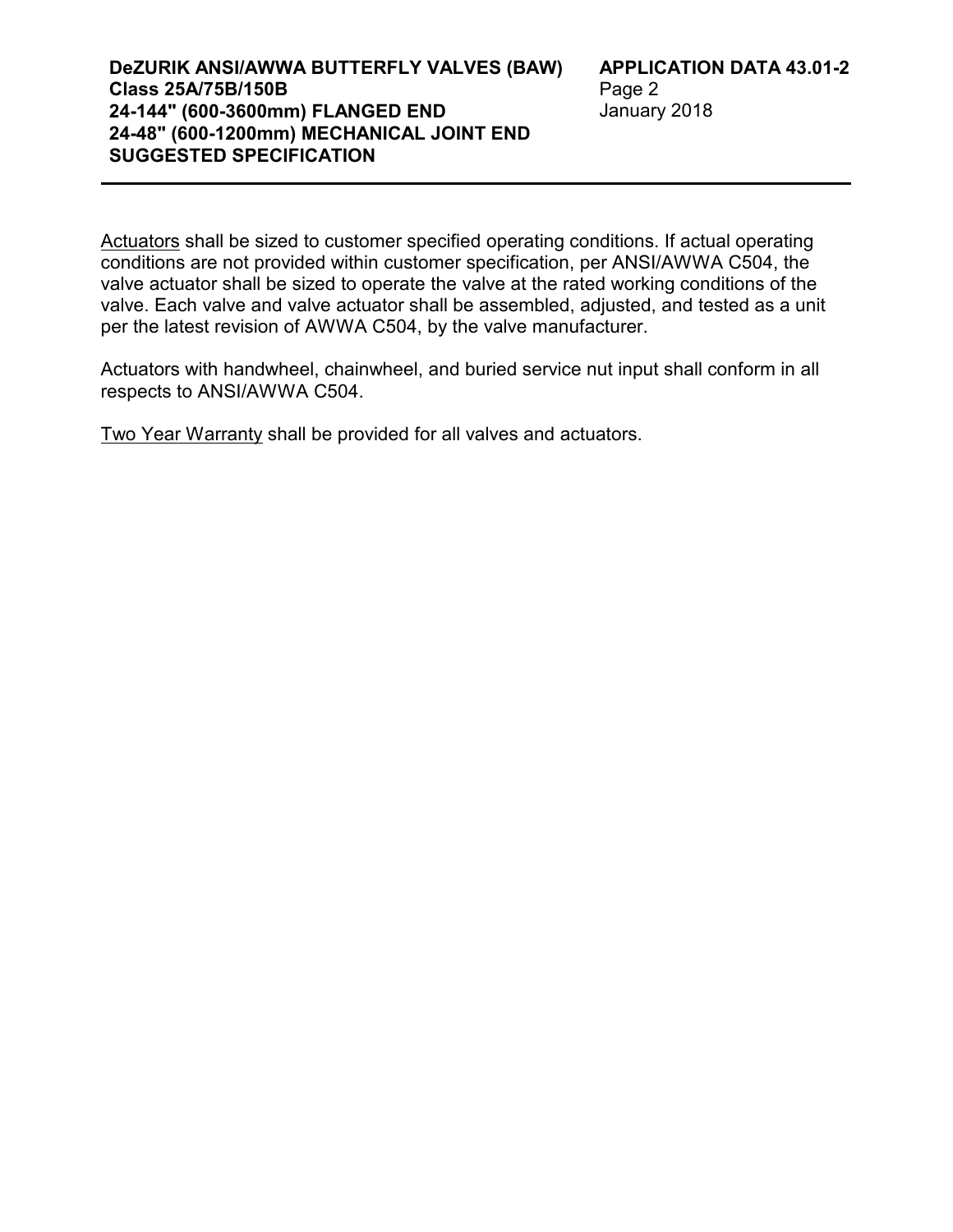<u>Actuators</u> shall be sized to customer specified operating conditions. If actual operating conditions are not provided within customer specification, per ANSI/AWWA C504, the valve actuator shall be sized to operate the valve at the rated working conditions of the valve. Each valve and valve actuator shall be assembled, adjusted, and tested as a unit per the latest revision of AWWA C504, by the valve manufacturer.

Actuators with handwheel, chainwheel, and buried service nut input shall conform in all respects to ANSI/AWWA C504.

<u>Two Year Warranty</u> shall be provided for all valves and actuators.